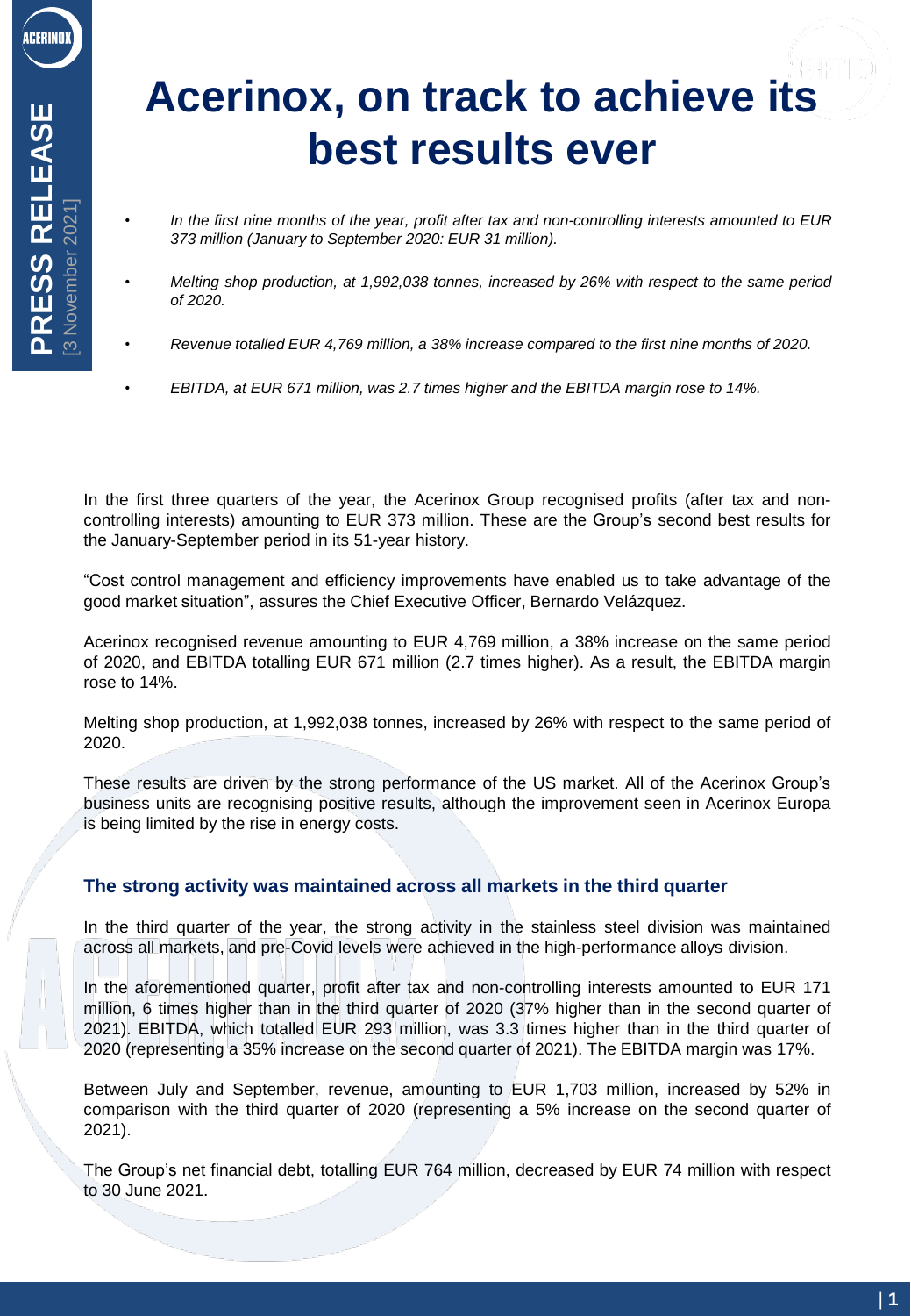PRESS RELEASE [3 November 2021]

# Acerinox, on track to achieve its best results ever

- *In the first nine months of the year, profit after tax and non-controlling interests amounted to EUR 373 million (January to September 2020: EUR 31 million).*
- *Melting shop production, at 1,992,038 tonnes, increased by 26% with respect to the same period of 2020.*
- *Revenue totalled EUR 4,769 million, a 38% increase compared to the first nine months of 2020.*
- *EBITDA, at EUR 671 million, was 2.7 times higher and the EBITDA margin rose to 14%.*

In the first three quarters of the year, the Acerinox Group recognised profits (after tax and non-controlling interests) amounting to EUR 373 million. These are the Group's second best results for the January-September period in its 51-year history.

"Cost control management and efficiency improvements have enabled us to take advantage of the good market situation", assures the Chief Executive Officer, Bernardo Velázquez.

Acerinox recognised revenue amounting to EUR 4,769 million, a 38% increase on the same period of 2020, and EBITDA totalling EUR 671 million (2.7 times higher). As a result, the EBITDA margin rose to 14%.

Melting shop production, at 1,992,038 tonnes, increased by 26% with respect to the same period of 2020.

These results are driven by the strong performance of the US market. All of the Acerinox Group's business units are recognising positive results, although the improvement seen in Acerinox Europa is being limited by the rise in energy costs.

## The strong activity was maintained across all markets in the third quarter

In the third quarter of the year, the strong activity in the stainless steel division was maintained across all markets, and pre-Covid levels were achieved in the high-performance alloys division.

In the aforementioned quarter, profit after tax and non-controlling interests amounted to EUR 171 million, 6 times higher than in the third quarter of 2020 (37% higher than in the second quarter of 2021). EBITDA, which totalled EUR 293 million, was 3.3 times higher than in the third quarter of 2020 (representing a 35% increase on the second quarter of 2021). The EBITDA margin was 17%.

Between July and September, revenue, amounting to EUR 1,703 million, increased by 52% in comparison with the third quarter of 2020 (representing a 5% increase on the second quarter of 2021).

The Group's net financial debt, totalling EUR 764 million, decreased by EUR 74 million with respect to 30 June 2021.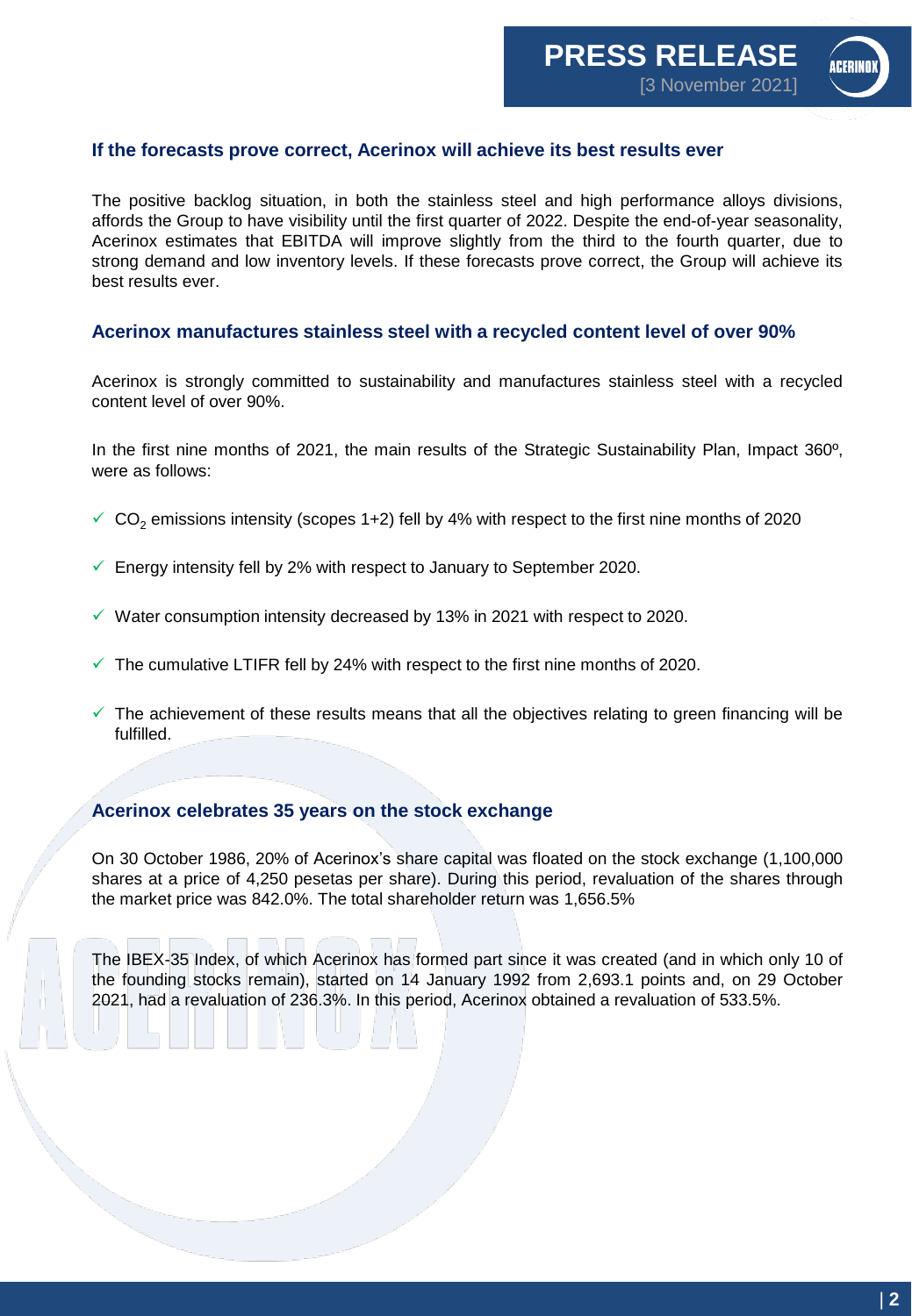## If the forecasts prove correct, Acerinox will achieve its best results ever

The positive backlog situation, in both the stainless steel and high performance alloys divisions, affords the Group to have visibility until the first quarter of 2022. Despite the end-of-year seasonality, Acerinox estimates that EBITDA will improve slightly from the third to the fourth quarter, due to strong demand and low inventory levels. If these forecasts prove correct, the Group will achieve its best results ever.

## Acerinox manufactures stainless steel with a recycled content level of over 90%

Acerinox is strongly committed to sustainability and manufactures stainless steel with a recycled content level of over 90%.

In the first nine months of 2021, the main results of the Strategic Sustainability Plan, Impact 360º, were as follows:

- ✓ $CO_2$ emissions intensity (scopes 1+2) fell by 4% with respect to the first nine months of 2020
- ✓ Energy intensity fell by 2% with respect to January to September 2020.
- ✓ Water consumption intensity decreased by 13% in 2021 with respect to 2020.
- ✓ The cumulative LTIFR fell by 24% with respect to the first nine months of 2020.
- ✓ The achievement of these results means that all the objectives relating to green financing will be fulfilled.

## Acerinox celebrates 35 years on the stock exchange

On 30 October 1986, 20% of Acerinox's share capital was floated on the stock exchange (1,100,000 shares at a price of 4,250 pesetas per share). During this period, revaluation of the shares through the market price was 842.0%. The total shareholder return was 1,656.5%

The IBEX-35 Index, of which Acerinox has formed part since it was created (and in which only 10 of the founding stocks remain), started on 14 January 1992 from 2,693.1 points and, on 29 October 2021, had a revaluation of 236.3%. In this period, Acerinox obtained a revaluation of 533.5%.